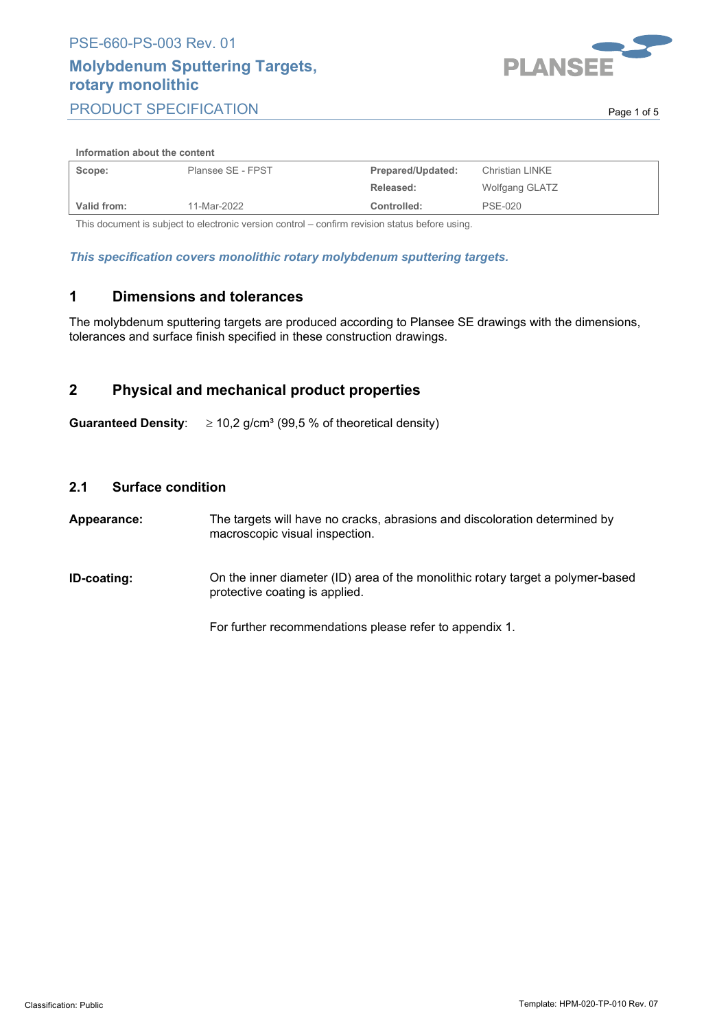PSE-660-PS-003 Rev. 01

# Molybdenum Sputtering Targets, rotary monolithic

PRODUCT SPECIFICATION

**Information about the content**

| **Scope:** | Plansee SE - FPST | **Prepared/Updated:** | Christian LINKE |
|---|---|---|---|
| | | **Released:** | Wolfgang GLATZ |
| **Valid from:** | 11-Mar-2022 | **Controlled:** | PSE-020 |

This document is subject to electronic version control – confirm revision status before using.

***This specification covers monolithic rotary molybdenum sputtering targets.***

## 1 Dimensions and tolerances

The molybdenum sputtering targets are produced according to Plansee SE drawings with the dimensions, tolerances and surface finish specified in these construction drawings.

## 2 Physical and mechanical product properties

**Guaranteed Density**: ≥ 10,2 g/cm³ (99,5 % of theoretical density)

### 2.1 Surface condition

**Appearance:** The targets will have no cracks, abrasions and discoloration determined by macroscopic visual inspection.

**ID-coating:** On the inner diameter (ID) area of the monolithic rotary target a polymer-based protective coating is applied.

For further recommendations please refer to appendix 1.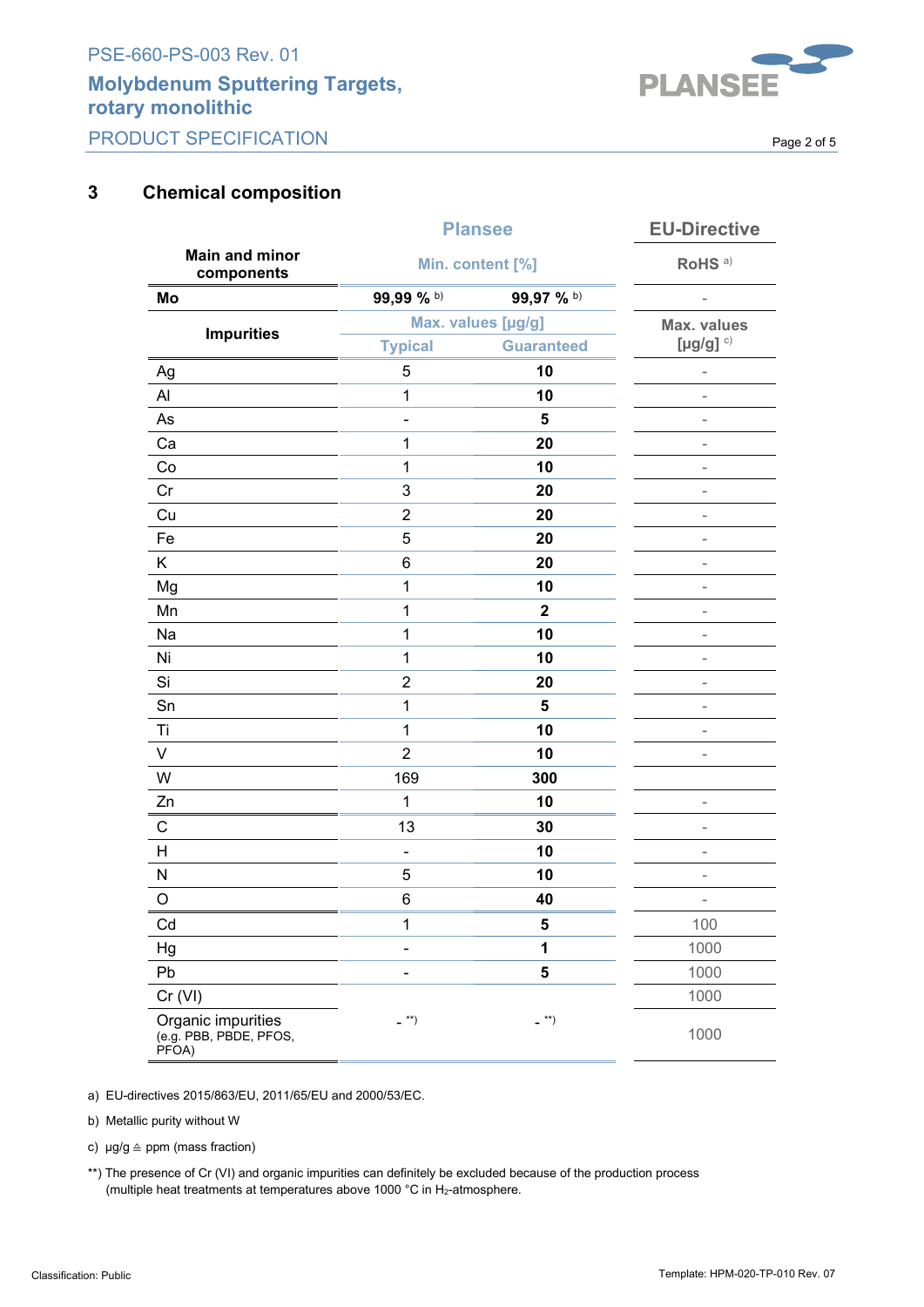## 3 Chemical composition

| Main and minor components | Plansee Min. content [%] | | EU-Directive RoHS [a] |
|---|---|---|---|
| **Mo** | **99,99 %** [b] | **99,97 %** [b] | - |
| **Impurities** | Max. values [µg/g] Typical | Max. values [µg/g] Guaranteed | Max. values [µg/g] [c] |
| Ag | 5 | **10** | - |
| Al | 1 | **10** | - |
| As | - | **5** | - |
| Ca | 1 | **20** | - |
| Co | 1 | **10** | - |
| Cr | 3 | **20** | - |
| Cu | 2 | **20** | - |
| Fe | 5 | **20** | - |
| K | 6 | **20** | - |
| Mg | 1 | **10** | - |
| Mn | 1 | **2** | - |
| Na | 1 | **10** | - |
| Ni | 1 | **10** | - |
| Si | 2 | **20** | - |
| Sn | 1 | **5** | - |
| Ti | 1 | **10** | - |
| V | 2 | **10** | - |
| W | 169 | **300** | |
| Zn | 1 | **10** | - |
| C | 13 | **30** | - |
| H | - | **10** | - |
| N | 5 | **10** | - |
| O | 6 | **40** | - |
| Cd | 1 | **5** | 100 |
| Hg | - | **1** | 1000 |
| Pb | - | **5** | 1000 |
| Cr (VI) | | | 1000 |
| Organic impurities (e.g. PBB, PBDE, PFOS, PFOA) | - **) | - **) | 1000 |

a) EU-directives 2015/863/EU, 2011/65/EU and 2000/53/EC.

b) Metallic purity without W

c) µg/g ≙ ppm (mass fraction)

**) The presence of Cr (VI) and organic impurities can definitely be excluded because of the production process (multiple heat treatments at temperatures above 1000 °C in $H_2$-atmosphere.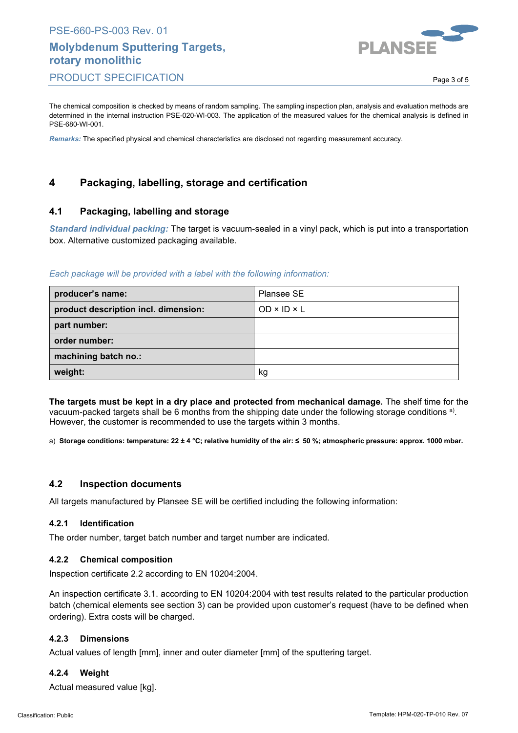The chemical composition is checked by means of random sampling. The sampling inspection plan, analysis and evaluation methods are determined in the internal instruction PSE-020-WI-003. The application of the measured values for the chemical analysis is defined in PSE-680-WI-001.

***Remarks:*** The specified physical and chemical characteristics are disclosed not regarding measurement accuracy.

## 4 Packaging, labelling, storage and certification

### 4.1 Packaging, labelling and storage

***Standard individual packing:*** The target is vacuum-sealed in a vinyl pack, which is put into a transportation box. Alternative customized packaging available.

*Each package will be provided with a label with the following information:*

| **producer's name:** | Plansee SE |
|---|---|
| **product description incl. dimension:** | OD × ID × L |
| **part number:** | |
| **order number:** | |
| **machining batch no.:** | |
| **weight:** | kg |

**The targets must be kept in a dry place and protected from mechanical damage.** The shelf time for the vacuum-packed targets shall be 6 months from the shipping date under the following storage conditions [a)]. However, the customer is recommended to use the targets within 3 months.

a) **Storage conditions: temperature: 22 ± 4 °C; relative humidity of the air: ≤ 50 %; atmospheric pressure: approx. 1000 mbar.**

### 4.2 Inspection documents

All targets manufactured by Plansee SE will be certified including the following information:

#### 4.2.1 Identification

The order number, target batch number and target number are indicated.

#### 4.2.2 Chemical composition

Inspection certificate 2.2 according to EN 10204:2004.

An inspection certificate 3.1. according to EN 10204:2004 with test results related to the particular production batch (chemical elements see section 3) can be provided upon customer's request (have to be defined when ordering). Extra costs will be charged.

#### 4.2.3 Dimensions

Actual values of length [mm], inner and outer diameter [mm] of the sputtering target.

#### 4.2.4 Weight

Actual measured value [kg].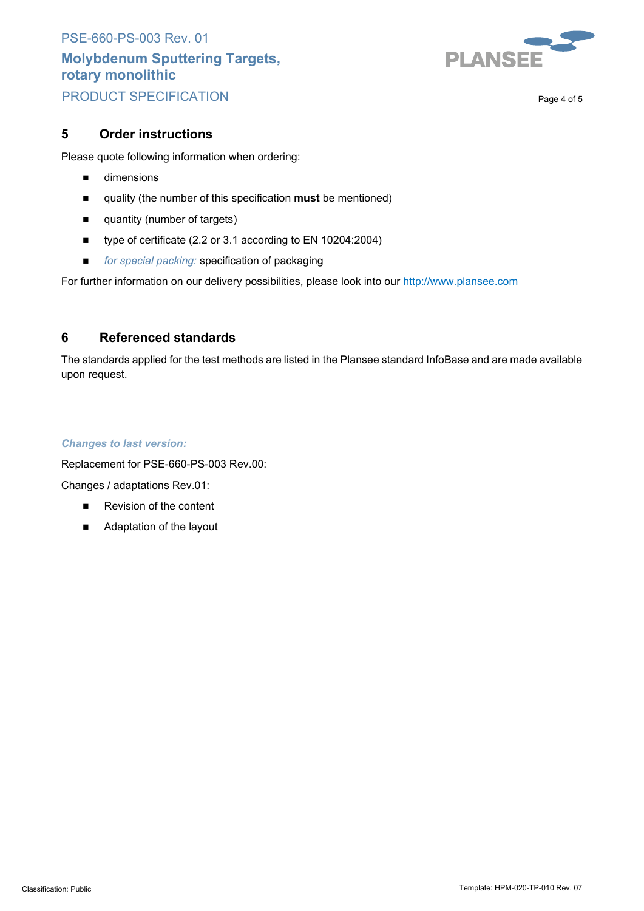## 5 Order instructions

Please quote following information when ordering:

- dimensions
- quality (the number of this specification **must** be mentioned)
- quantity (number of targets)
- type of certificate (2.2 or 3.1 according to EN 10204:2004)
- *for special packing:* specification of packaging

For further information on our delivery possibilities, please look into our http://www.plansee.com

## 6 Referenced standards

The standards applied for the test methods are listed in the Plansee standard InfoBase and are made available upon request.

***Changes to last version:***

Replacement for PSE-660-PS-003 Rev.00:

Changes / adaptations Rev.01:

- Revision of the content
- Adaptation of the layout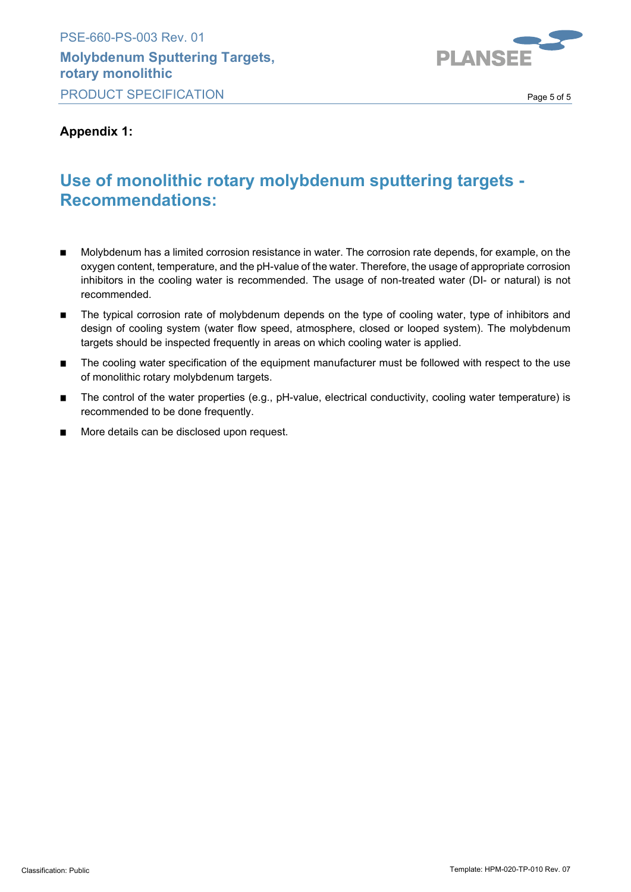**Appendix 1:**

# Use of monolithic rotary molybdenum sputtering targets - Recommendations:

- Molybdenum has a limited corrosion resistance in water. The corrosion rate depends, for example, on the oxygen content, temperature, and the pH-value of the water. Therefore, the usage of appropriate corrosion inhibitors in the cooling water is recommended. The usage of non-treated water (DI- or natural) is not recommended.
- The typical corrosion rate of molybdenum depends on the type of cooling water, type of inhibitors and design of cooling system (water flow speed, atmosphere, closed or looped system). The molybdenum targets should be inspected frequently in areas on which cooling water is applied.
- The cooling water specification of the equipment manufacturer must be followed with respect to the use of monolithic rotary molybdenum targets.
- The control of the water properties (e.g., pH-value, electrical conductivity, cooling water temperature) is recommended to be done frequently.
- More details can be disclosed upon request.